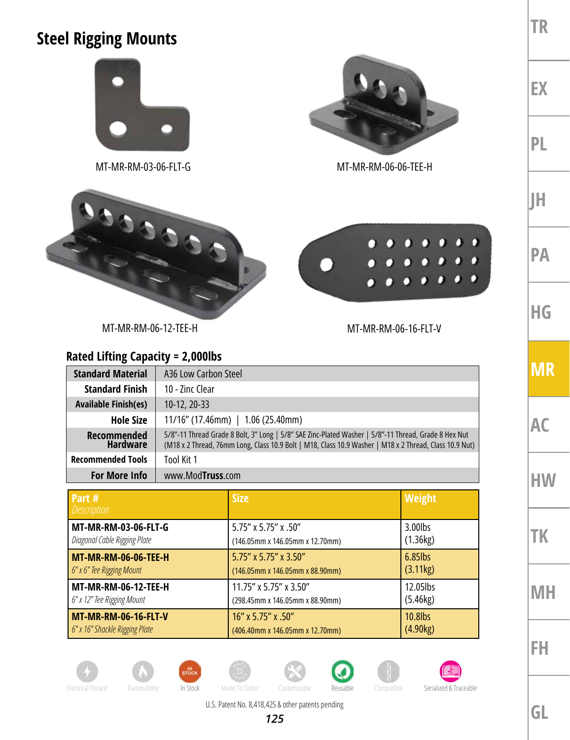# Steel Rigging Mounts

MT-MR-RM-03-06-FLT-G

MT-MR-RM-06-06-TEE-H

MT-MR-RM-06-12-TEE-H

MT-MR-RM-06-16-FLT-V

## Rated Lifting Capacity = 2,000lbs

| | |
|---|---|
| **Standard Material** | A36 Low Carbon Steel |
| **Standard Finish** | 10 - Zinc Clear |
| **Available Finish(es)** | 10-12, 20-33 |
| **Hole Size** | 11/16" (17.46mm) \| 1.06 (25.40mm) |
| **Recommended Hardware** | 5/8"-11 Thread Grade 8 Bolt, 3" Long \| 5/8" SAE Zinc-Plated Washer \| 5/8"-11 Thread, Grade 8 Hex Nut (M18 x 2 Thread, 76mm Long, Class 10.9 Bolt \| M18, Class 10.9 Washer \| M18 x 2 Thread, Class 10.9 Nut) |
| **Recommended Tools** | Tool Kit 1 |
| **For More Info** | www.ModTruss.com |

| Part # *Description* | Size | Weight |
|---|---|---|
| **MT-MR-RM-03-06-FLT-G** *Diagonal Cable Rigging Plate* | 5.75" x 5.75" x .50" (146.05mm x 146.05mm x 12.70mm) | 3.00lbs (1.36kg) |
| **MT-MR-RM-06-06-TEE-H** *6" x 6" Tee Rigging Mount* | 5.75" x 5.75" x 3.50" (146.05mm x 146.05mm x 88.90mm) | 6.85lbs (3.11kg) |
| **MT-MR-RM-06-12-TEE-H** *6" x 12" Tee Rigging Mount* | 11.75" x 5.75" x 3.50" (298.45mm x 146.05mm x 88.90mm) | 12.05lbs (5.46kg) |
| **MT-MR-RM-06-16-FLT-V** *6" x 16" Shackle Rigging Plate* | 16" x 5.75" x .50" (406.40mm x 146.05mm x 12.70mm) | 10.8lbs (4.90kg) |

Electrical Hazard | Flammability | In Stock | Made To Order | Customizable | Reusable | Compatible | Serialized & Traceable

U.S. Patent No. 8,418,425 & other patents pending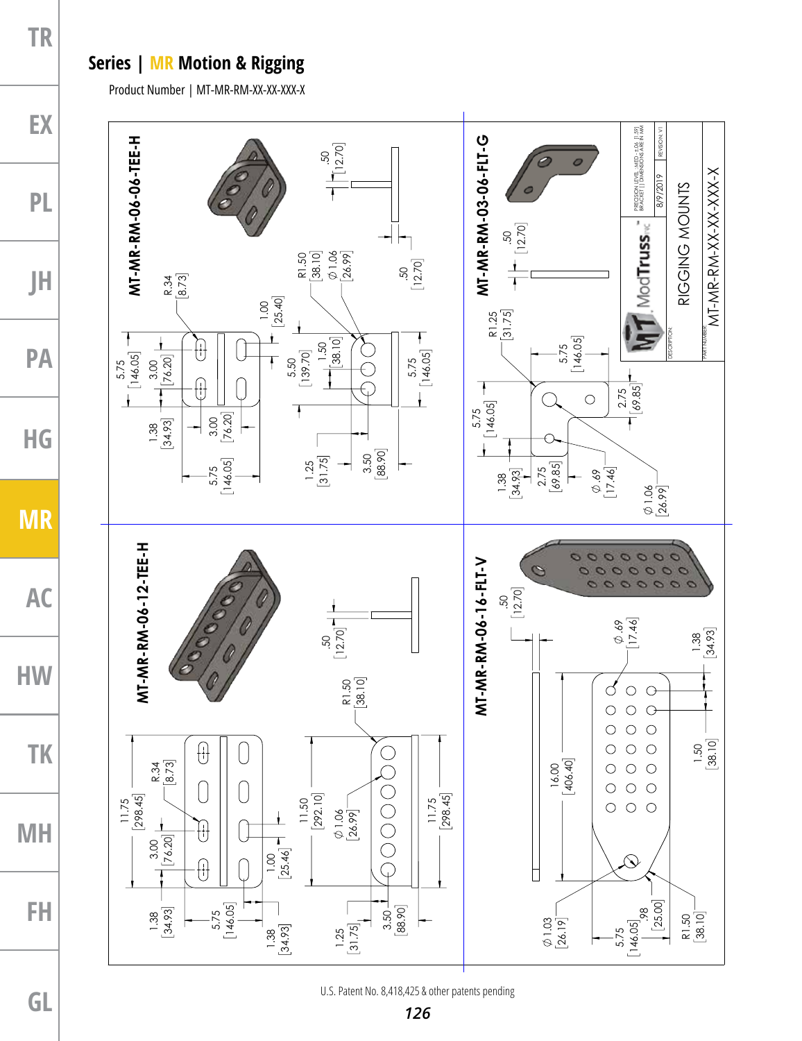## Series | MR Motion & Rigging

Product Number | MT-MR-RM-XX-XX-XXX-X

MT-MR-RM-06-06-TEE-H

5.75 [146.05]
3.00 [76.20]
1.38 [34.93]
R.34 [8.73]
3.00 [76.20]
5.75 [146.05]
1.00 [25.40]
5.50 [139.70]
1.50 [38.10]
R1.50 [38.10]
⌀1.06 [26.99]
1.25 [31.75]
3.50 [88.90]
5.75 [146.05]
.50 [12.70]
.50 [12.70]

MT-MR-RM-03-06-FLT-G

.50 [12.70]
R1.25 [31.75]
5.75 [146.05]
5.75 [146.05]
2.75 [69.85]
1.38 [34.93]
2.75 [69.85]
⌀.69 [17.46]
⌀1.06 [26.99]

ModTruss INC

PRECISION LEVEL: MED ±.06 [1.59] BRACKET [ ] DIMENSIONS ARE IN MM

8/9/2019

REVISION: V1

DESCRIPTION: RIGGING MOUNTS

PART NUMBER: MT-MR-RM-XX-XX-XXX-X

MT-MR-RM-06-12-TEE-H

11.75 [298.45]
3.00 [76.20]
1.38 [34.93]
R.34 [8.73]
5.75 [146.05]
1.38 [34.93]
1.00 [25.46]
11.50 [292.10]
⌀1.06 [26.99]
R1.50 [38.10]
1.25 [31.75]
3.50 [88.90]
11.75 [298.45]
.50 [12.70]

MT-MR-RM-06-16-FLT-V

.50 [12.70]
⌀.69 [17.46]
1.38 [34.93]
16.00 [406.40]
1.50 [38.10]
⌀1.03 [26.19]
5.75 [146.05]
.98 [25.00]
R1.50 [38.10]

U.S. Patent No. 8,418,425 & other patents pending